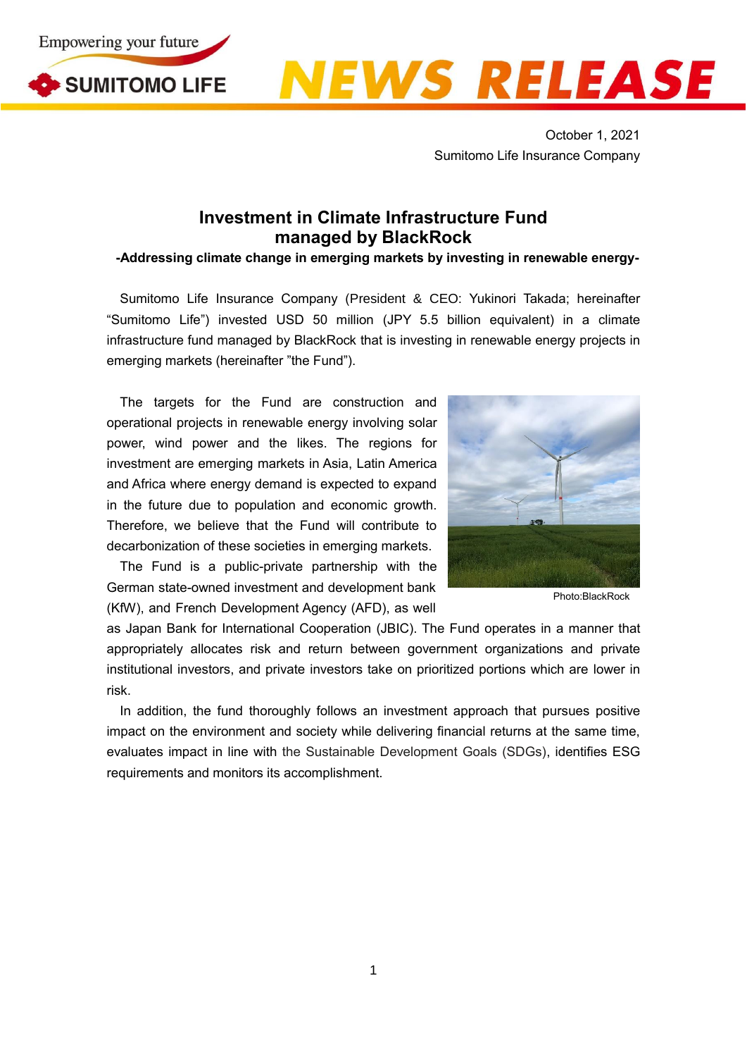October 1, 2021
Sumitomo Life Insurance Company

# Investment in Climate Infrastructure Fund managed by BlackRock

**-Addressing climate change in emerging markets by investing in renewable energy-**

Sumitomo Life Insurance Company (President & CEO: Yukinori Takada; hereinafter "Sumitomo Life") invested USD 50 million (JPY 5.5 billion equivalent) in a climate infrastructure fund managed by BlackRock that is investing in renewable energy projects in emerging markets (hereinafter "the Fund").

The targets for the Fund are construction and operational projects in renewable energy involving solar power, wind power and the likes. The regions for investment are emerging markets in Asia, Latin America and Africa where energy demand is expected to expand in the future due to population and economic growth. Therefore, we believe that the Fund will contribute to decarbonization of these societies in emerging markets.

Photo:BlackRock

The Fund is a public-private partnership with the German state-owned investment and development bank (KfW), and French Development Agency (AFD), as well as Japan Bank for International Cooperation (JBIC). The Fund operates in a manner that appropriately allocates risk and return between government organizations and private institutional investors, and private investors take on prioritized portions which are lower in risk.

In addition, the fund thoroughly follows an investment approach that pursues positive impact on the environment and society while delivering financial returns at the same time, evaluates impact in line with the Sustainable Development Goals (SDGs), identifies ESG requirements and monitors its accomplishment.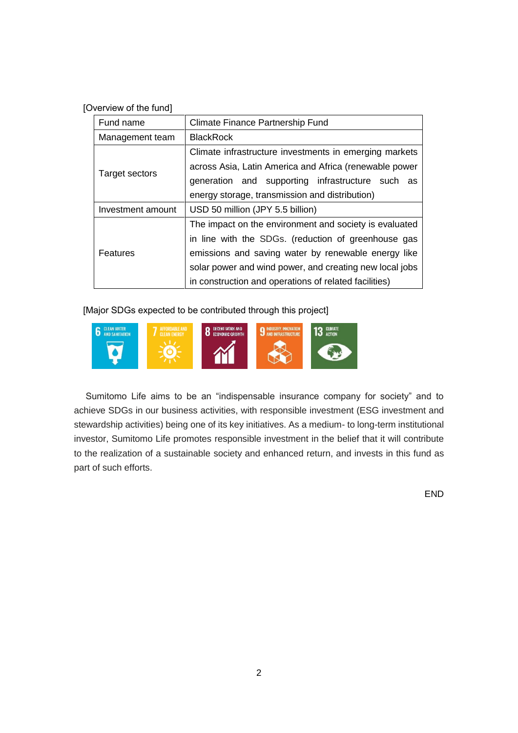[Overview of the fund]

| | |
|---|---|
| Fund name | Climate Finance Partnership Fund |
| Management team | BlackRock |
| Target sectors | Climate infrastructure investments in emerging markets across Asia, Latin America and Africa (renewable power generation and supporting infrastructure such as energy storage, transmission and distribution) |
| Investment amount | USD 50 million (JPY 5.5 billion) |
| Features | The impact on the environment and society is evaluated in line with the SDGs. (reduction of greenhouse gas emissions and saving water by renewable energy like solar power and wind power, and creating new local jobs in construction and operations of related facilities) |

[Major SDGs expected to be contributed through this project]

6 CLEAN WATER AND SANITATION

7 AFFORDABLE AND CLEAN ENERGY

8 DECENT WORK AND ECONOMIC GROWTH

9 INDUSTRY, INNOVATION AND INFRASTRUCTURE

13 CLIMATE ACTION

Sumitomo Life aims to be an “indispensable insurance company for society” and to achieve SDGs in our business activities, with responsible investment (ESG investment and stewardship activities) being one of its key initiatives. As a medium- to long-term institutional investor, Sumitomo Life promotes responsible investment in the belief that it will contribute to the realization of a sustainable society and enhanced return, and invests in this fund as part of such efforts.

END